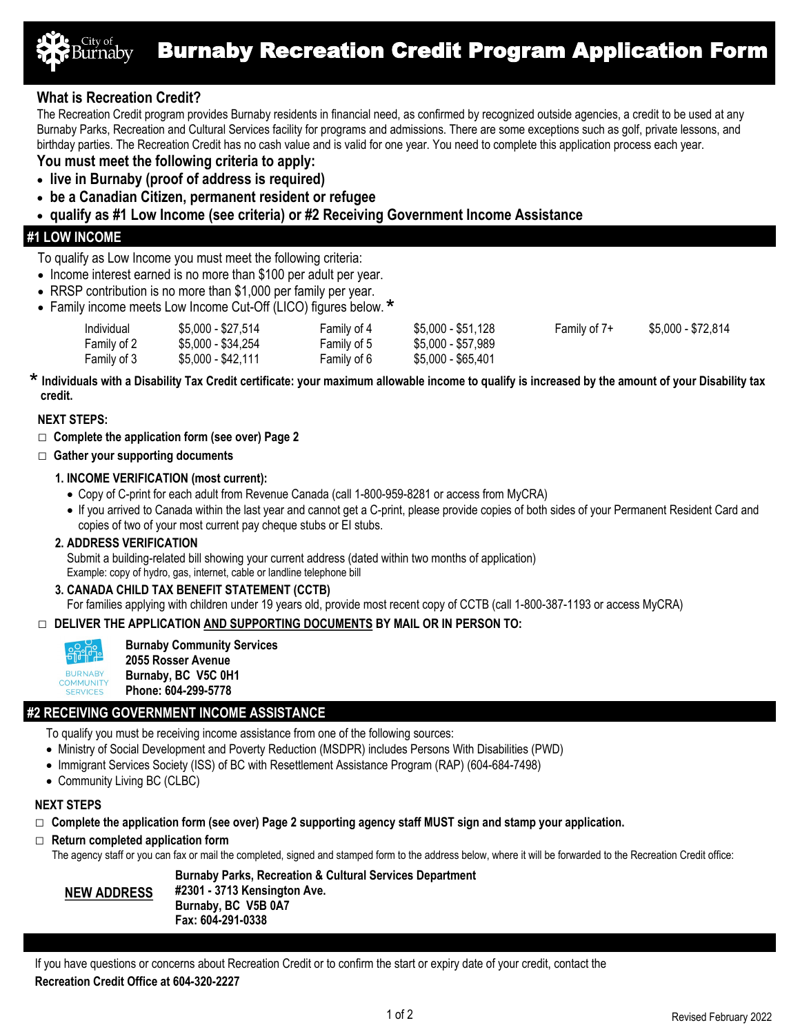# Burnaby Recreation Credit Program Application Form

## What is Recreation Credit?

The Recreation Credit program provides Burnaby residents in financial need, as confirmed by recognized outside agencies, a credit to be used at any Burnaby Parks, Recreation and Cultural Services facility for programs and admissions. There are some exceptions such as golf, private lessons, and birthday parties. The Recreation Credit has no cash value and is valid for one year. You need to complete this application process each year.

**You must meet the following criteria to apply:**

- **live in Burnaby (proof of address is required)**
- **be a Canadian Citizen, permanent resident or refugee**
- **qualify as #1 Low Income (see criteria) or #2 Receiving Government Income Assistance**

## #1 LOW INCOME

To qualify as Low Income you must meet the following criteria:

- Income interest earned is no more than $100 per adult per year.
- RRSP contribution is no more than $1,000 per family per year.
- Family income meets Low Income Cut-Off (LICO) figures below. *

| | | | | | |
|---|---|---|---|---|---|
| Individual | $5,000 - $27,514 | Family of 4 | $5,000 - $51,128 | Family of 7+ | $5,000 - $72,814 |
| Family of 2 | $5,000 - $34,254 | Family of 5 | $5,000 - $57,989 | | |
| Family of 3 | $5,000 - $42,111 | Family of 6 | $5,000 - $65,401 | | |

\* **Individuals with a Disability Tax Credit certificate: your maximum allowable income to qualify is increased by the amount of your Disability tax credit.**

**NEXT STEPS:**

- ☐ **Complete the application form (see over) Page 2**
- ☐ **Gather your supporting documents**

**1. INCOME VERIFICATION (most current):**

- Copy of C-print for each adult from Revenue Canada (call 1-800-959-8281 or access from MyCRA)
- If you arrived to Canada within the last year and cannot get a C-print, please provide copies of both sides of your Permanent Resident Card and copies of two of your most current pay cheque stubs or EI stubs.

**2. ADDRESS VERIFICATION**

Submit a building-related bill showing your current address (dated within two months of application)
Example: copy of hydro, gas, internet, cable or landline telephone bill

**3. CANADA CHILD TAX BENEFIT STATEMENT (CCTB)**

For families applying with children under 19 years old, provide most recent copy of CCTB (call 1-800-387-1193 or access MyCRA)

- ☐ **DELIVER THE APPLICATION AND SUPPORTING DOCUMENTS BY MAIL OR IN PERSON TO:**

BURNABY COMMUNITY SERVICES

**Burnaby Community Services**
**2055 Rosser Avenue**
**Burnaby, BC V5C 0H1**
**Phone: 604-299-5778**

## #2 RECEIVING GOVERNMENT INCOME ASSISTANCE

To qualify you must be receiving income assistance from one of the following sources:

- Ministry of Social Development and Poverty Reduction (MSDPR) includes Persons With Disabilities (PWD)
- Immigrant Services Society (ISS) of BC with Resettlement Assistance Program (RAP) (604-684-7498)
- Community Living BC (CLBC)

**NEXT STEPS**

- ☐ **Complete the application form (see over) Page 2 supporting agency staff MUST sign and stamp your application.**
- ☐ **Return completed application form**

The agency staff or you can fax or mail the completed, signed and stamped form to the address below, where it will be forwarded to the Recreation Credit office:

**NEW ADDRESS**

**Burnaby Parks, Recreation & Cultural Services Department**
**#2301 - 3713 Kensington Ave.**
**Burnaby, BC V5B 0A7**
**Fax: 604-291-0338**

If you have questions or concerns about Recreation Credit or to confirm the start or expiry date of your credit, contact the **Recreation Credit Office at 604-320-2227**

Revised February 2022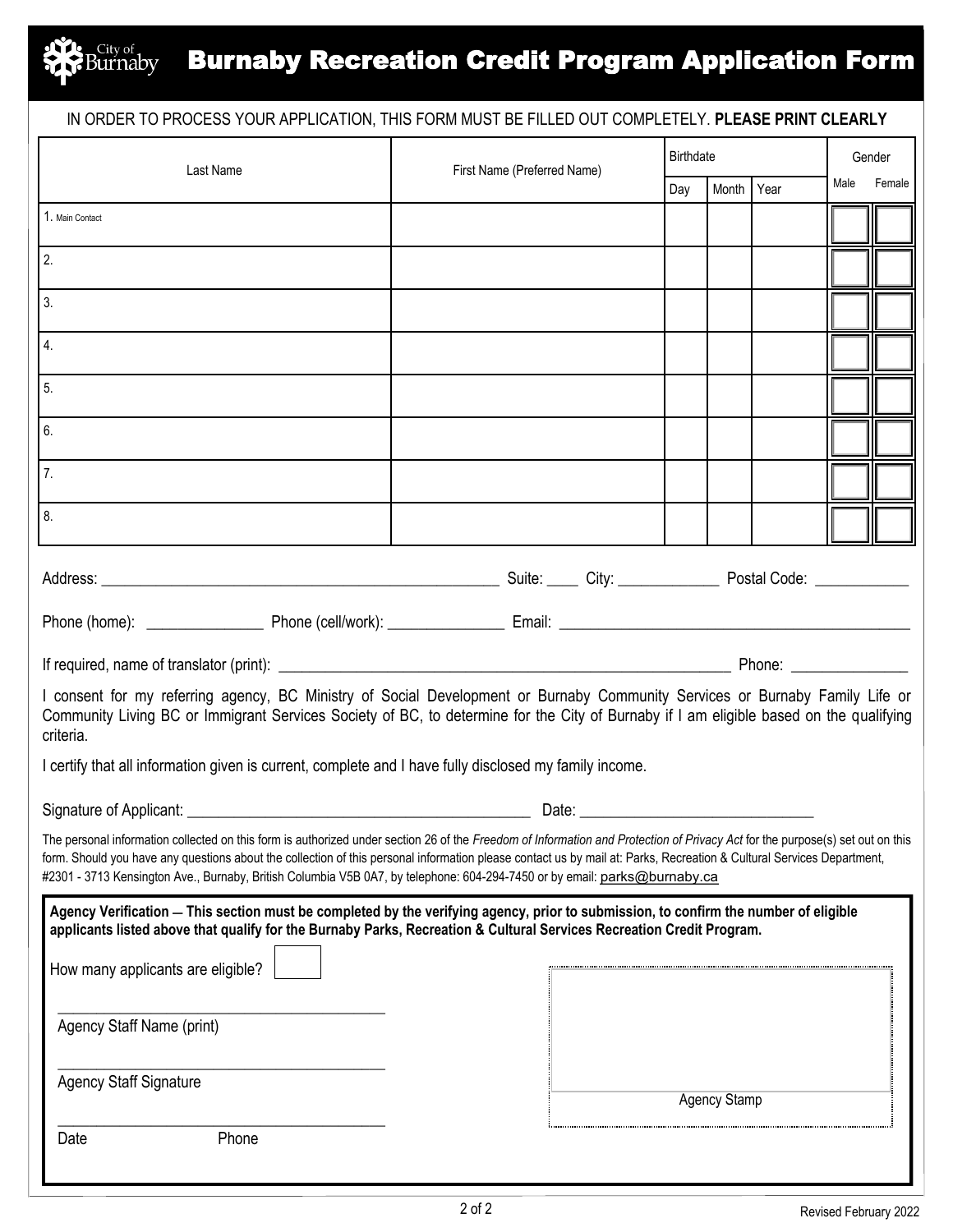# Burnaby Recreation Credit Program Application Form

IN ORDER TO PROCESS YOUR APPLICATION, THIS FORM MUST BE FILLED OUT COMPLETELY. **PLEASE PRINT CLEARLY**

| Last Name | First Name (Preferred Name) | Birthdate | | | Gender | |
|---|---|---|---|---|---|---|
| | | Day | Month | Year | Male | Female |
| 1. Main Contact | | | | | ☐ | ☐ |
| 2. | | | | | ☐ | ☐ |
| 3. | | | | | ☐ | ☐ |
| 4. | | | | | ☐ | ☐ |
| 5. | | | | | ☐ | ☐ |
| 6. | | | | | ☐ | ☐ |
| 7. | | | | | ☐ | ☐ |
| 8. | | | | | ☐ | ☐ |

Address: ______________________________ Suite: ____ City: _____________ Postal Code: ____________

Phone (home): _______________ Phone (cell/work): _______________ Email: ______________________________

If required, name of translator (print): ______________________________ Phone: _______________

I consent for my referring agency, BC Ministry of Social Development or Burnaby Community Services or Burnaby Family Life or Community Living BC or Immigrant Services Society of BC, to determine for the City of Burnaby if I am eligible based on the qualifying criteria.

I certify that all information given is current, complete and I have fully disclosed my family income.

Signature of Applicant: ______________________________ Date: ______________________________

The personal information collected on this form is authorized under section 26 of the *Freedom of Information and Protection of Privacy Act* for the purpose(s) set out on this form. Should you have any questions about the collection of this personal information please contact us by mail at: Parks, Recreation & Cultural Services Department, #2301 - 3713 Kensington Ave., Burnaby, British Columbia V5B 0A7, by telephone: 604-294-7450 or by email: parks@burnaby.ca

**Agency Verification — This section must be completed by the verifying agency, prior to submission, to confirm the number of eligible applicants listed above that qualify for the Burnaby Parks, Recreation & Cultural Services Recreation Credit Program.**

How many applicants are eligible? ☐

______________________________
Agency Staff Name (print)

______________________________
Agency Staff Signature

______________________________
Date Phone

Agency Stamp

Revised February 2022